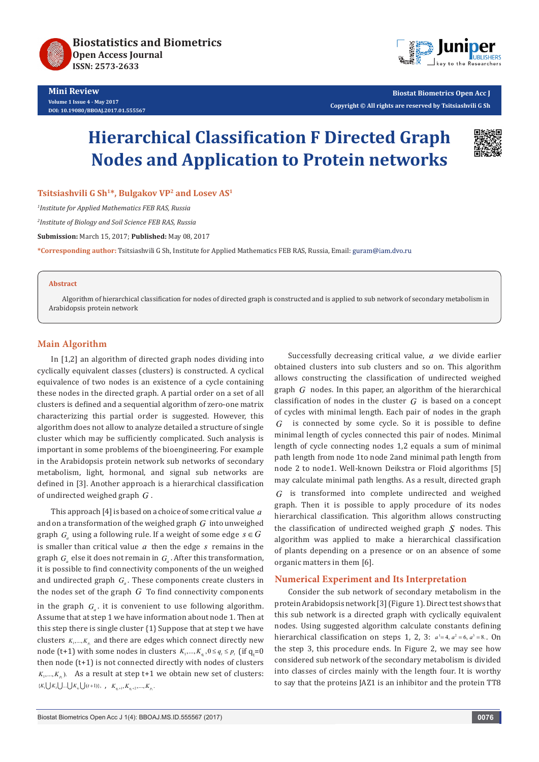# Hierarchical Classification F Directed Graph Nodes and Application to Protein networks

**Tsitsiashvili G Sh[1]*, Bulgakov VP[2] and Losev AS[1]**

*[1]Institute for Applied Mathematics FEB RAS, Russia*

*[2]Institute of Biology and Soil Science FEB RAS, Russia*

**Submission:** March 15, 2017; **Published:** May 08, 2017

***Corresponding author:** Tsitsiashvili G Sh, Institute for Applied Mathematics FEB RAS, Russia, Email: guram@iam.dvo.ru

## Abstract

Algorithm of hierarchical classification for nodes of directed graph is constructed and is applied to sub network of secondary metabolism in Arabidopsis protein network

## Main Algorithm

In [1,2] an algorithm of directed graph nodes dividing into cyclically equivalent classes (clusters) is constructed. A cyclical equivalence of two nodes is an existence of a cycle containing these nodes in the directed graph. A partial order on a set of all clusters is defined and a sequential algorithm of zero-one matrix characterizing this partial order is suggested. However, this algorithm does not allow to analyze detailed a structure of single cluster which may be sufficiently complicated. Such analysis is important in some problems of the bioengineering. For example in the Arabidopsis protein network sub networks of secondary metabolism, light, hormonal, and signal sub networks are defined in [3]. Another approach is a hierarchical classification of undirected weighed graph $G$.

This approach [4] is based on a choice of some critical value $a$ and on a transformation of the weighed graph $G$ into unweighed graph $G_a$ using a following rule. If a weight of some edge $s \in G$ is smaller than critical value $a$ then the edge $s$ remains in the graph $G_a$ else it does not remain in $G_a$. After this transformation, it is possible to find connectivity components of the un weighed and undirected graph $G_a$. These components create clusters in the nodes set of the graph $G$ To find connectivity components in the graph $G_a$. it is convenient to use following algorithm. Assume that at step 1 we have information about node 1. Then at this step there is single cluster {1} Suppose that at step t we have clusters $K_1,\ldots,K_{p_t}$ and there are edges which connect directly new node (t+1) with some nodes in clusters $K_1,\ldots,K_{q_t}, 0 \le q_t \le p_t$ (if $q_t$=0 then node (t+1) is not connected directly with nodes of clusters $K_1,\ldots,K_{p_t}$). As a result at step t+1 we obtain new set of clusters: $\{K_1 \bigcup K_2 \bigcup \ldots \bigcup K_{q_t} \bigcup (t+1)\}$, $K_{q_t+1}, K_{q_t+2},\ldots,K_{p_t}$.

Successfully decreasing critical value, $a$ we divide earlier obtained clusters into sub clusters and so on. This algorithm allows constructing the classification of undirected weighed graph $G$ nodes. In this paper, an algorithm of the hierarchical classification of nodes in the cluster $G$ is based on a concept of cycles with minimal length. Each pair of nodes in the graph $G$ is connected by some cycle. So it is possible to define minimal length of cycles connected this pair of nodes. Minimal length of cycle connecting nodes 1,2 equals a sum of minimal path length from node 1to node 2and minimal path length from node 2 to node1. Well-known Deikstra or Floid algorithms [5] may calculate minimal path lengths. As a result, directed graph $G$ is transformed into complete undirected and weighed graph. Then it is possible to apply procedure of its nodes hierarchical classification. This algorithm allows constructing the classification of undirected weighed graph $S$ nodes. This algorithm was applied to make a hierarchical classification of plants depending on a presence or on an absence of some organic matters in them [6].

## Numerical Experiment and Its Interpretation

Consider the sub network of secondary metabolism in the protein Arabidopsis network [3] (Figure 1). Direct test shows that this sub network is a directed graph with cyclically equivalent nodes. Using suggested algorithm calculate constants defining hierarchical classification on steps 1, 2, 3: $a^1=4, a^2=6, a^3=8$.. On the step 3, this procedure ends. In Figure 2, we may see how considered sub network of the secondary metabolism is divided into classes of circles mainly with the length four. It is worthy to say that the proteins JAZ1 is an inhibitor and the protein TT8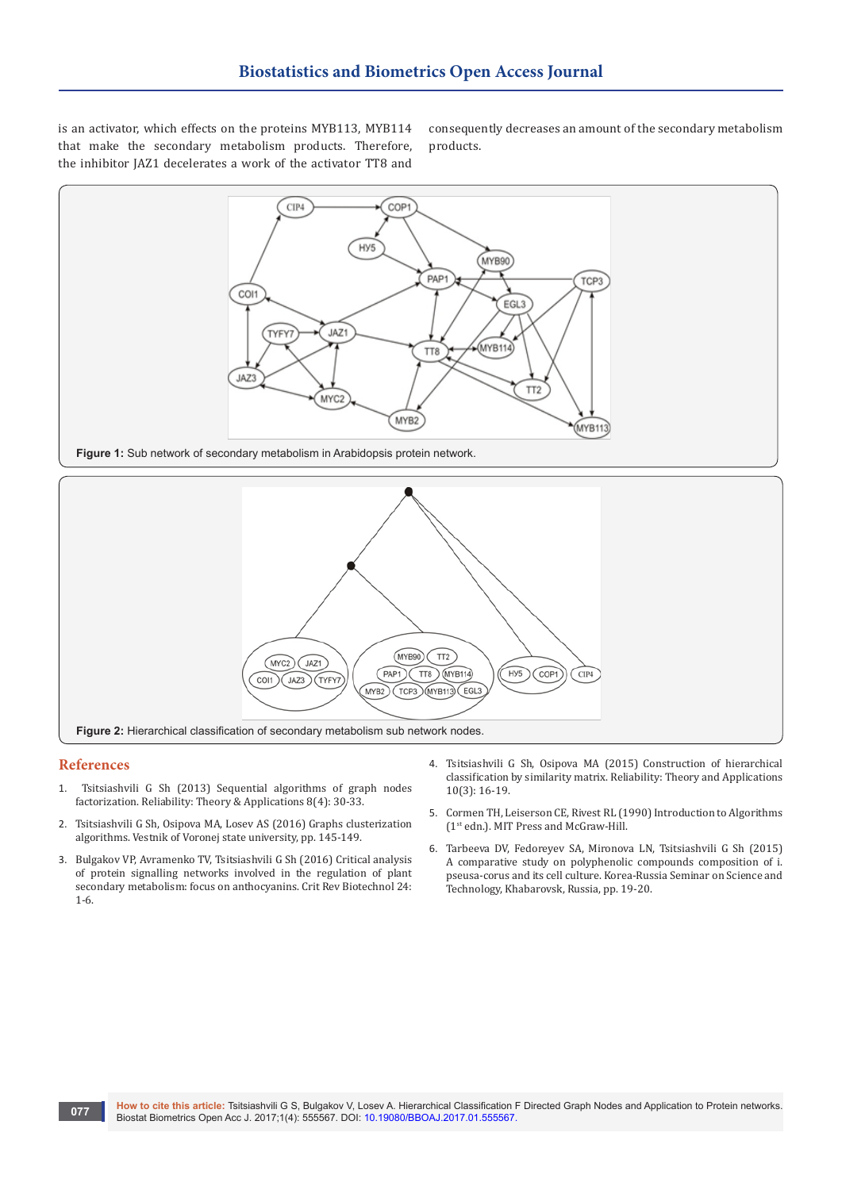is an activator, which effects on the proteins MYB113, MYB114 that make the secondary metabolism products. Therefore, the inhibitor JAZ1 decelerates a work of the activator TT8 and consequently decreases an amount of the secondary metabolism products.

**Figure 1:** Sub network of secondary metabolism in Arabidopsis protein network.

**Figure 2:** Hierarchical classification of secondary metabolism sub network nodes.

## References

1. Tsitsiashvili G Sh (2013) Sequential algorithms of graph nodes factorization. Reliability: Theory & Applications 8(4): 30-33.
2. Tsitsiashvili G Sh, Osipova MA, Losev AS (2016) Graphs clusterization algorithms. Vestnik of Voronej state university, pp. 145-149.
3. Bulgakov VP, Avramenko TV, Tsitsiashvili G Sh (2016) Critical analysis of protein signalling networks involved in the regulation of plant secondary metabolism: focus on anthocyanins. Crit Rev Biotechnol 24: 1-6.
4. Tsitsiashvili G Sh, Osipova MA (2015) Construction of hierarchical classification by similarity matrix. Reliability: Theory and Applications 10(3): 16-19.
5. Cormen TH, Leiserson CE, Rivest RL (1990) Introduction to Algorithms (1st edn.). MIT Press and McGraw-Hill.
6. Tarbeeva DV, Fedoreyev SA, Mironova LN, Tsitsiashvili G Sh (2015) A comparative study on polyphenolic compounds composition of i. pseusa-corus and its cell culture. Korea-Russia Seminar on Science and Technology, Khabarovsk, Russia, pp. 19-20.

**How to cite this article:** Tsitsiashvili G S, Bulgakov V, Losev A. Hierarchical Classification F Directed Graph Nodes and Application to Protein networks. Biostat Biometrics Open Acc J. 2017;1(4): 555567. DOI: 10.19080/BBOAJ.2017.01.555567.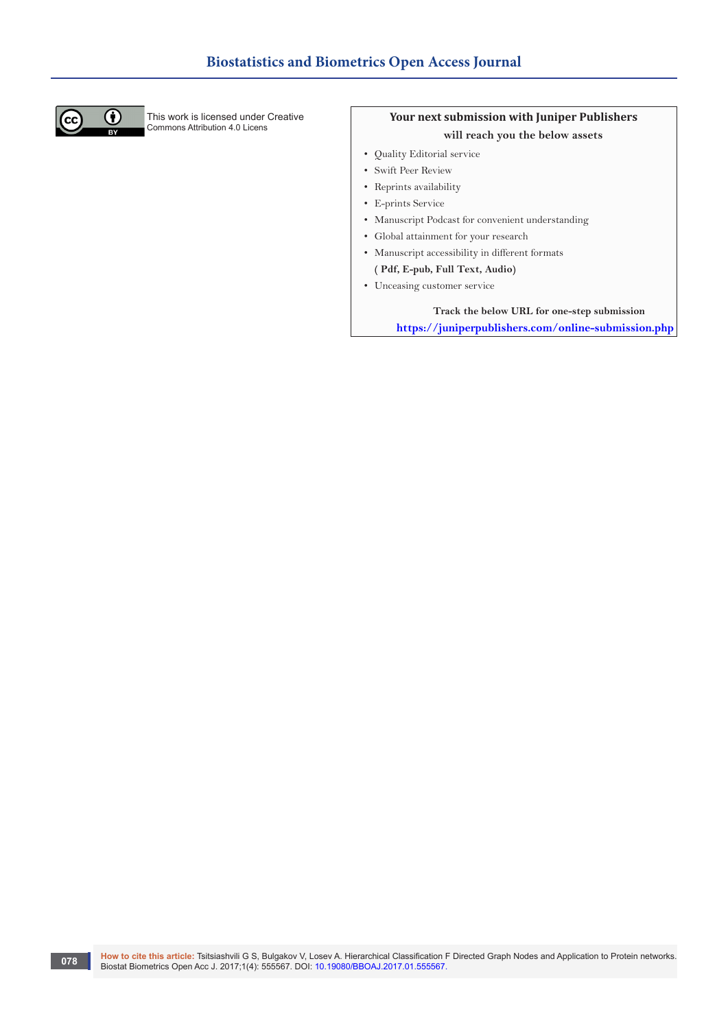This work is licensed under Creative Commons Attribution 4.0 Licens

**Your next submission with Juniper Publishers will reach you the below assets**

- Quality Editorial service
- Swift Peer Review
- Reprints availability
- E-prints Service
- Manuscript Podcast for convenient understanding
- Global attainment for your research
- Manuscript accessibility in different formats
  **( Pdf, E-pub, Full Text, Audio)**
- Unceasing customer service

**Track the below URL for one-step submission**
**https://juniperpublishers.com/online-submission.php**

**How to cite this article:** Tsitsiashvili G S, Bulgakov V, Losev A. Hierarchical Classification F Directed Graph Nodes and Application to Protein networks. Biostat Biometrics Open Acc J. 2017;1(4): 555567. DOI: 10.19080/BBOAJ.2017.01.555567.